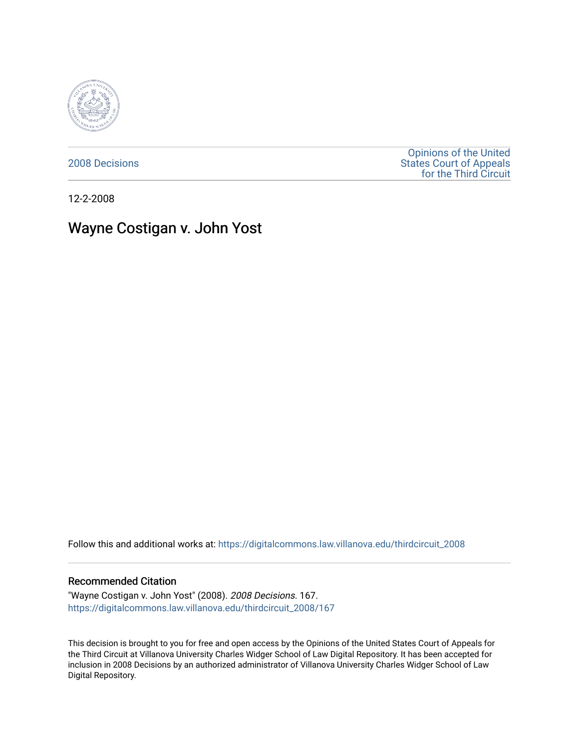2008 Decisions

Opinions of the United States Court of Appeals for the Third Circuit

12-2-2008

# Wayne Costigan v. John Yost

Follow this and additional works at: https://digitalcommons.law.villanova.edu/thirdcircuit_2008

## Recommended Citation

"Wayne Costigan v. John Yost" (2008). *2008 Decisions*. 167.
https://digitalcommons.law.villanova.edu/thirdcircuit_2008/167

This decision is brought to you for free and open access by the Opinions of the United States Court of Appeals for the Third Circuit at Villanova University Charles Widger School of Law Digital Repository. It has been accepted for inclusion in 2008 Decisions by an authorized administrator of Villanova University Charles Widger School of Law Digital Repository.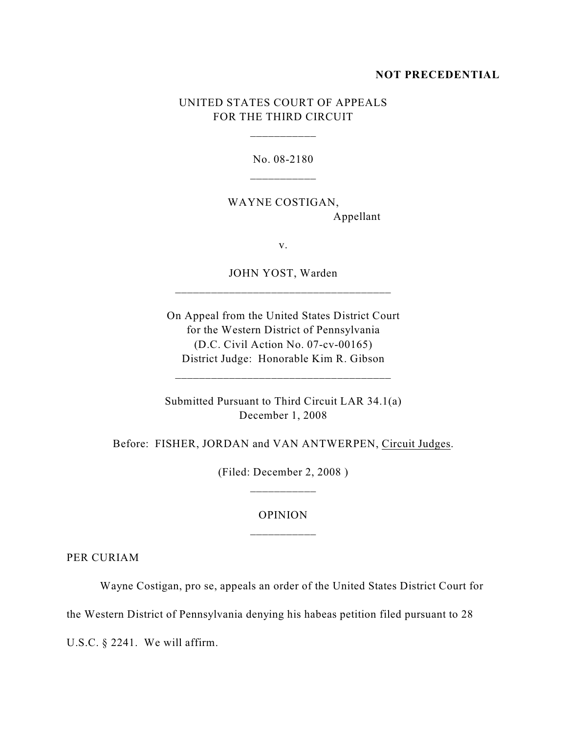**NOT PRECEDENTIAL**

UNITED STATES COURT OF APPEALS
FOR THE THIRD CIRCUIT

\_\_\_\_\_\_\_\_\_\_\_

No. 08-2180

\_\_\_\_\_\_\_\_\_\_\_

WAYNE COSTIGAN,
Appellant

v.

JOHN YOST, Warden

\_\_\_\_\_\_\_\_\_\_\_\_\_\_\_\_\_\_\_\_\_\_\_\_\_\_\_\_\_\_\_\_\_\_\_\_

On Appeal from the United States District Court
for the Western District of Pennsylvania
(D.C. Civil Action No. 07-cv-00165)
District Judge: Honorable Kim R. Gibson

\_\_\_\_\_\_\_\_\_\_\_\_\_\_\_\_\_\_\_\_\_\_\_\_\_\_\_\_\_\_\_\_\_\_\_\_

Submitted Pursuant to Third Circuit LAR 34.1(a)
December 1, 2008

Before: FISHER, JORDAN and VAN ANTWERPEN, Circuit Judges.

(Filed: December 2, 2008 )

\_\_\_\_\_\_\_\_\_\_\_

OPINION

\_\_\_\_\_\_\_\_\_\_\_

PER CURIAM

Wayne Costigan, pro se, appeals an order of the United States District Court for the Western District of Pennsylvania denying his habeas petition filed pursuant to 28 U.S.C. § 2241. We will affirm.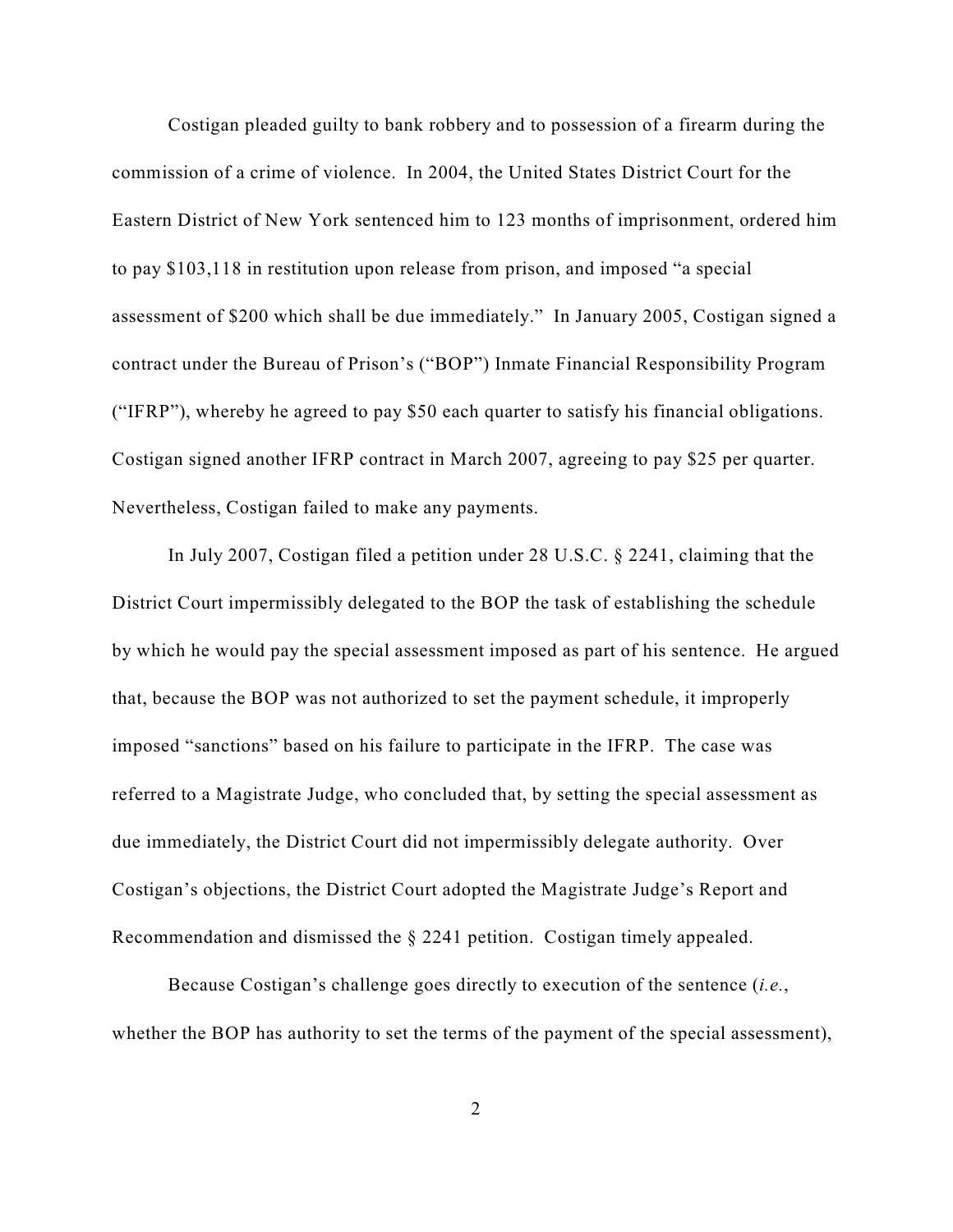Costigan pleaded guilty to bank robbery and to possession of a firearm during the commission of a crime of violence. In 2004, the United States District Court for the Eastern District of New York sentenced him to 123 months of imprisonment, ordered him to pay $103,118 in restitution upon release from prison, and imposed "a special assessment of $200 which shall be due immediately." In January 2005, Costigan signed a contract under the Bureau of Prison's ("BOP") Inmate Financial Responsibility Program ("IFRP"), whereby he agreed to pay $50 each quarter to satisfy his financial obligations. Costigan signed another IFRP contract in March 2007, agreeing to pay $25 per quarter. Nevertheless, Costigan failed to make any payments.

In July 2007, Costigan filed a petition under 28 U.S.C. § 2241, claiming that the District Court impermissibly delegated to the BOP the task of establishing the schedule by which he would pay the special assessment imposed as part of his sentence. He argued that, because the BOP was not authorized to set the payment schedule, it improperly imposed "sanctions" based on his failure to participate in the IFRP. The case was referred to a Magistrate Judge, who concluded that, by setting the special assessment as due immediately, the District Court did not impermissibly delegate authority. Over Costigan's objections, the District Court adopted the Magistrate Judge's Report and Recommendation and dismissed the § 2241 petition. Costigan timely appealed.

Because Costigan's challenge goes directly to execution of the sentence (*i.e.*, whether the BOP has authority to set the terms of the payment of the special assessment),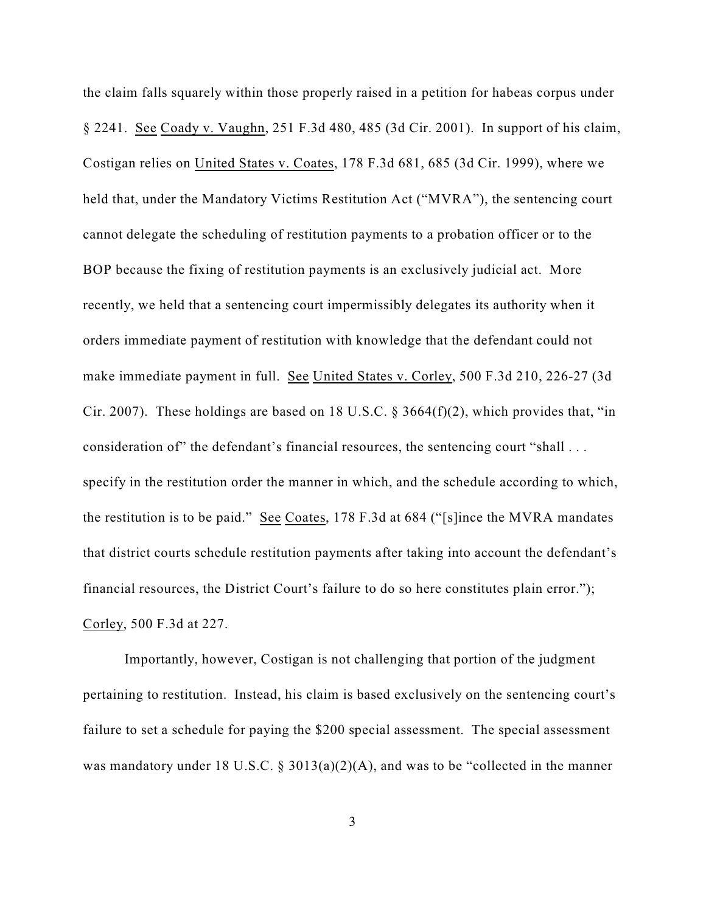the claim falls squarely within those properly raised in a petition for habeas corpus under § 2241. See Coady v. Vaughn, 251 F.3d 480, 485 (3d Cir. 2001). In support of his claim, Costigan relies on United States v. Coates, 178 F.3d 681, 685 (3d Cir. 1999), where we held that, under the Mandatory Victims Restitution Act ("MVRA"), the sentencing court cannot delegate the scheduling of restitution payments to a probation officer or to the BOP because the fixing of restitution payments is an exclusively judicial act. More recently, we held that a sentencing court impermissibly delegates its authority when it orders immediate payment of restitution with knowledge that the defendant could not make immediate payment in full. See United States v. Corley, 500 F.3d 210, 226-27 (3d Cir. 2007). These holdings are based on 18 U.S.C. § 3664(f)(2), which provides that, "in consideration of" the defendant's financial resources, the sentencing court "shall . . . specify in the restitution order the manner in which, and the schedule according to which, the restitution is to be paid." See Coates, 178 F.3d at 684 ("[s]ince the MVRA mandates that district courts schedule restitution payments after taking into account the defendant's financial resources, the District Court's failure to do so here constitutes plain error."); Corley, 500 F.3d at 227.

Importantly, however, Costigan is not challenging that portion of the judgment pertaining to restitution. Instead, his claim is based exclusively on the sentencing court's failure to set a schedule for paying the $200 special assessment. The special assessment was mandatory under 18 U.S.C. § 3013(a)(2)(A), and was to be "collected in the manner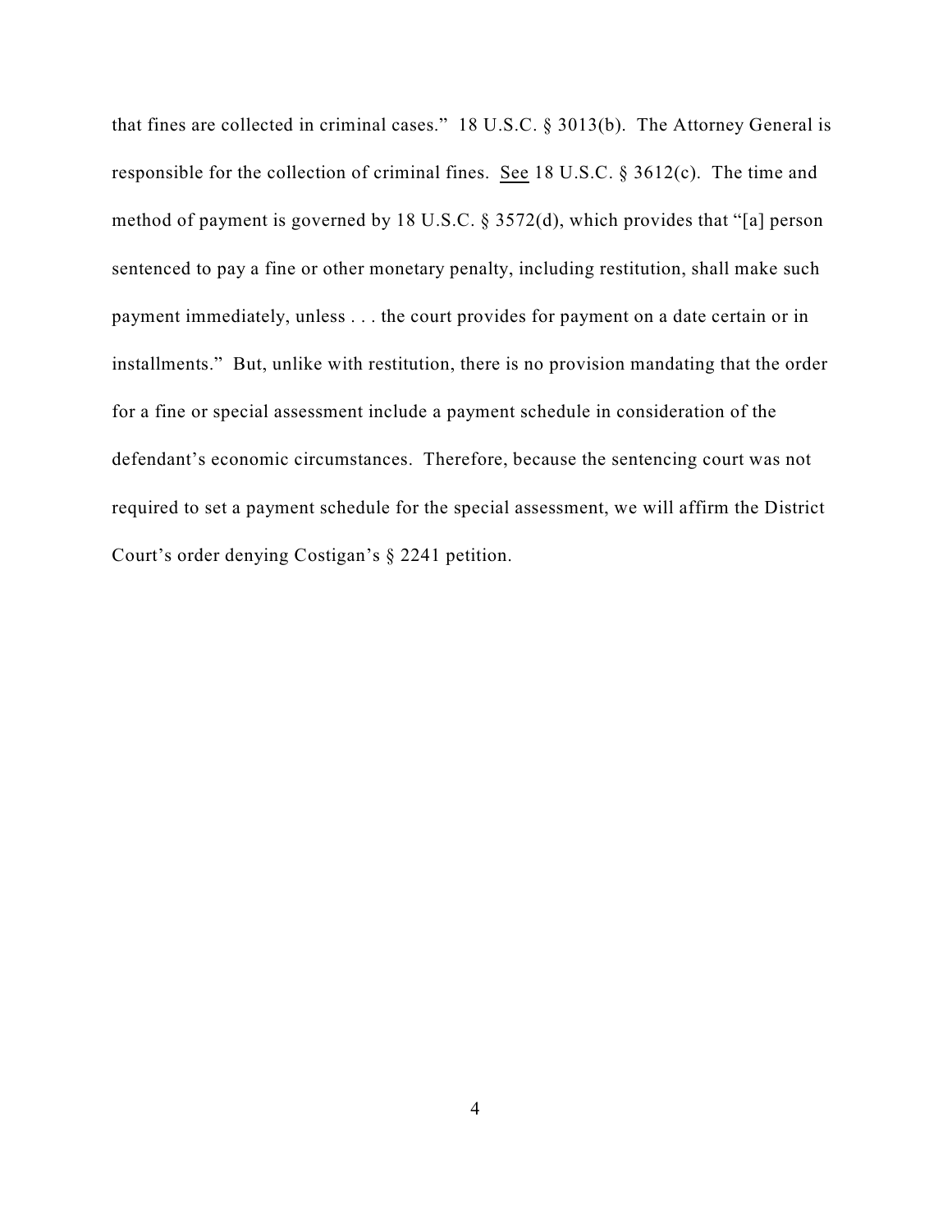that fines are collected in criminal cases." 18 U.S.C. § 3013(b). The Attorney General is responsible for the collection of criminal fines. See 18 U.S.C. § 3612(c). The time and method of payment is governed by 18 U.S.C. § 3572(d), which provides that "[a] person sentenced to pay a fine or other monetary penalty, including restitution, shall make such payment immediately, unless . . . the court provides for payment on a date certain or in installments." But, unlike with restitution, there is no provision mandating that the order for a fine or special assessment include a payment schedule in consideration of the defendant's economic circumstances. Therefore, because the sentencing court was not required to set a payment schedule for the special assessment, we will affirm the District Court's order denying Costigan's § 2241 petition.